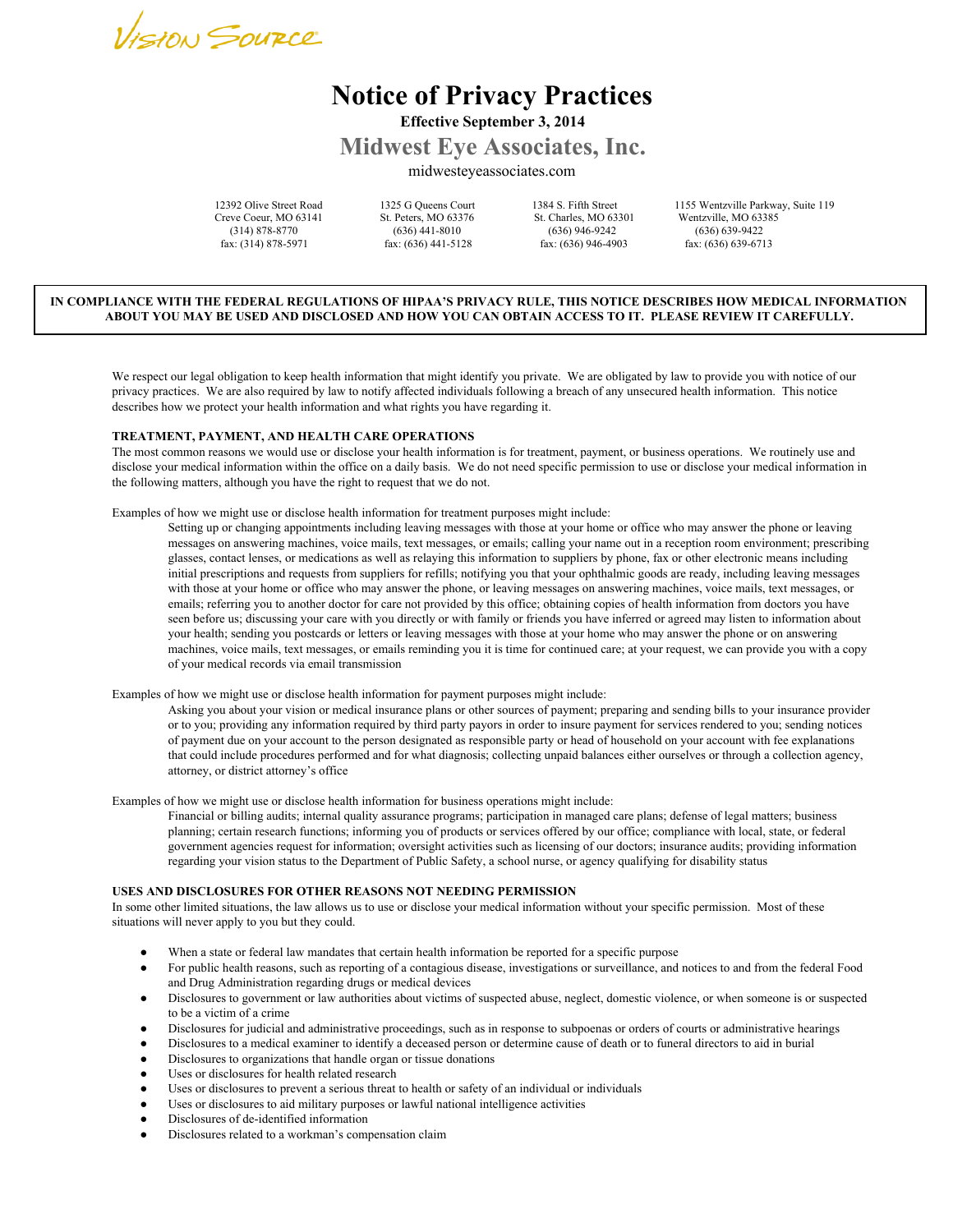Vision Source

# Notice of Privacy Practices

**Effective September 3, 2014**

## Midwest Eye Associates, Inc.

midwesteyeassociates.com

12392 Olive Street Road
Creve Coeur, MO 63141
(314) 878-8770
fax: (314) 878-5971

1325 G Queens Court
St. Peters, MO 63376
(636) 441-8010
fax: (636) 441-5128

1384 S. Fifth Street
St. Charles, MO 63301
(636) 946-9242
fax: (636) 946-4903

1155 Wentzville Parkway, Suite 119
Wentzville, MO 63385
(636) 639-9422
fax: (636) 639-6713

**IN COMPLIANCE WITH THE FEDERAL REGULATIONS OF HIPAA'S PRIVACY RULE, THIS NOTICE DESCRIBES HOW MEDICAL INFORMATION ABOUT YOU MAY BE USED AND DISCLOSED AND HOW YOU CAN OBTAIN ACCESS TO IT. PLEASE REVIEW IT CAREFULLY.**

We respect our legal obligation to keep health information that might identify you private. We are obligated by law to provide you with notice of our privacy practices. We are also required by law to notify affected individuals following a breach of any unsecured health information. This notice describes how we protect your health information and what rights you have regarding it.

**TREATMENT, PAYMENT, AND HEALTH CARE OPERATIONS**

The most common reasons we would use or disclose your health information is for treatment, payment, or business operations. We routinely use and disclose your medical information within the office on a daily basis. We do not need specific permission to use or disclose your medical information in the following matters, although you have the right to request that we do not.

Examples of how we might use or disclose health information for treatment purposes might include:

> Setting up or changing appointments including leaving messages with those at your home or office who may answer the phone or leaving messages on answering machines, voice mails, text messages, or emails; calling your name out in a reception room environment; prescribing glasses, contact lenses, or medications as well as relaying this information to suppliers by phone, fax or other electronic means including initial prescriptions and requests from suppliers for refills; notifying you that your ophthalmic goods are ready, including leaving messages with those at your home or office who may answer the phone, or leaving messages on answering machines, voice mails, text messages, or emails; referring you to another doctor for care not provided by this office; obtaining copies of health information from doctors you have seen before us; discussing your care with you directly or with family or friends you have inferred or agreed may listen to information about your health; sending you postcards or letters or leaving messages with those at your home who may answer the phone or on answering machines, voice mails, text messages, or emails reminding you it is time for continued care; at your request, we can provide you with a copy of your medical records via email transmission

Examples of how we might use or disclose health information for payment purposes might include:

> Asking you about your vision or medical insurance plans or other sources of payment; preparing and sending bills to your insurance provider or to you; providing any information required by third party payors in order to insure payment for services rendered to you; sending notices of payment due on your account to the person designated as responsible party or head of household on your account with fee explanations that could include procedures performed and for what diagnosis; collecting unpaid balances either ourselves or through a collection agency, attorney, or district attorney's office

Examples of how we might use or disclose health information for business operations might include:

> Financial or billing audits; internal quality assurance programs; participation in managed care plans; defense of legal matters; business planning; certain research functions; informing you of products or services offered by our office; compliance with local, state, or federal government agencies request for information; oversight activities such as licensing of our doctors; insurance audits; providing information regarding your vision status to the Department of Public Safety, a school nurse, or agency qualifying for disability status

**USES AND DISCLOSURES FOR OTHER REASONS NOT NEEDING PERMISSION**

In some other limited situations, the law allows us to use or disclose your medical information without your specific permission. Most of these situations will never apply to you but they could.

- When a state or federal law mandates that certain health information be reported for a specific purpose
- For public health reasons, such as reporting of a contagious disease, investigations or surveillance, and notices to and from the federal Food and Drug Administration regarding drugs or medical devices
- Disclosures to government or law authorities about victims of suspected abuse, neglect, domestic violence, or when someone is or suspected to be a victim of a crime
- Disclosures for judicial and administrative proceedings, such as in response to subpoenas or orders of courts or administrative hearings
- Disclosures to a medical examiner to identify a deceased person or determine cause of death or to funeral directors to aid in burial
- Disclosures to organizations that handle organ or tissue donations
- Uses or disclosures for health related research
- Uses or disclosures to prevent a serious threat to health or safety of an individual or individuals
- Uses or disclosures to aid military purposes or lawful national intelligence activities
- Disclosures of de-identified information
- Disclosures related to a workman's compensation claim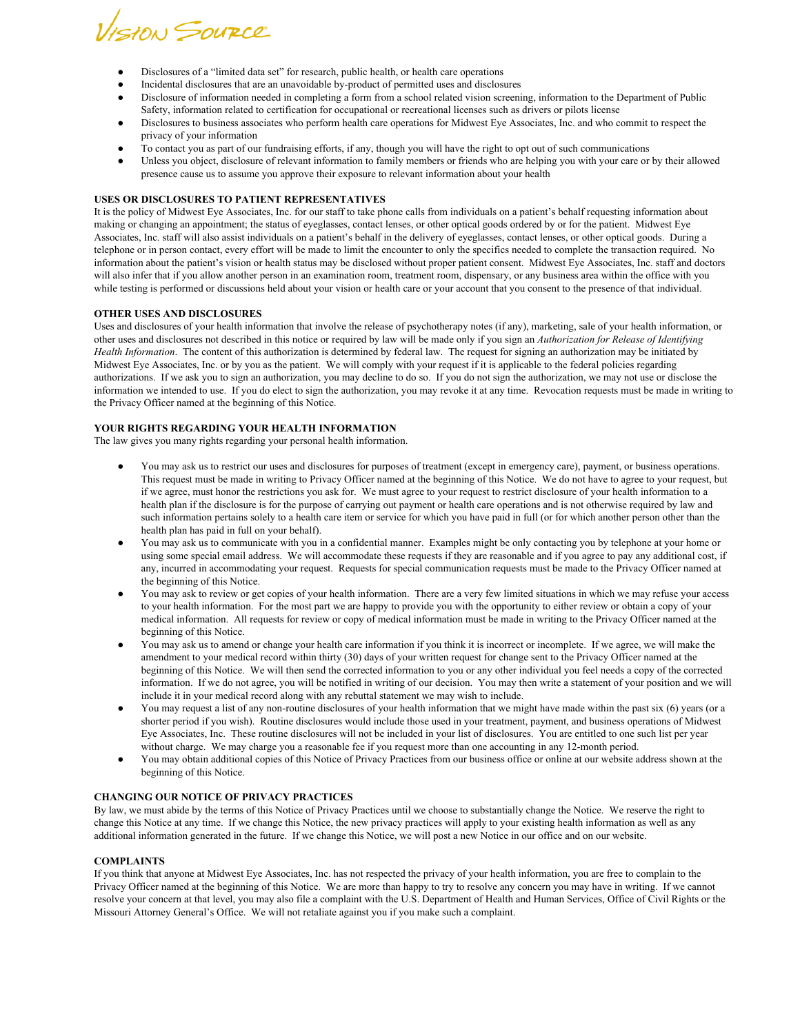- Disclosures of a "limited data set" for research, public health, or health care operations
- Incidental disclosures that are an unavoidable by-product of permitted uses and disclosures
- Disclosure of information needed in completing a form from a school related vision screening, information to the Department of Public Safety, information related to certification for occupational or recreational licenses such as drivers or pilots license
- Disclosures to business associates who perform health care operations for Midwest Eye Associates, Inc. and who commit to respect the privacy of your information
- To contact you as part of our fundraising efforts, if any, though you will have the right to opt out of such communications
- Unless you object, disclosure of relevant information to family members or friends who are helping you with your care or by their allowed presence cause us to assume you approve their exposure to relevant information about your health

**USES OR DISCLOSURES TO PATIENT REPRESENTATIVES**

It is the policy of Midwest Eye Associates, Inc. for our staff to take phone calls from individuals on a patient's behalf requesting information about making or changing an appointment; the status of eyeglasses, contact lenses, or other optical goods ordered by or for the patient. Midwest Eye Associates, Inc. staff will also assist individuals on a patient's behalf in the delivery of eyeglasses, contact lenses, or other optical goods. During a telephone or in person contact, every effort will be made to limit the encounter to only the specifics needed to complete the transaction required. No information about the patient's vision or health status may be disclosed without proper patient consent. Midwest Eye Associates, Inc. staff and doctors will also infer that if you allow another person in an examination room, treatment room, dispensary, or any business area within the office with you while testing is performed or discussions held about your vision or health care or your account that you consent to the presence of that individual.

**OTHER USES AND DISCLOSURES**

Uses and disclosures of your health information that involve the release of psychotherapy notes (if any), marketing, sale of your health information, or other uses and disclosures not described in this notice or required by law will be made only if you sign an *Authorization for Release of Identifying Health Information*. The content of this authorization is determined by federal law. The request for signing an authorization may be initiated by Midwest Eye Associates, Inc. or by you as the patient. We will comply with your request if it is applicable to the federal policies regarding authorizations. If we ask you to sign an authorization, you may decline to do so. If you do not sign the authorization, we may not use or disclose the information we intended to use. If you do elect to sign the authorization, you may revoke it at any time. Revocation requests must be made in writing to the Privacy Officer named at the beginning of this Notice.

**YOUR RIGHTS REGARDING YOUR HEALTH INFORMATION**

The law gives you many rights regarding your personal health information.

- You may ask us to restrict our uses and disclosures for purposes of treatment (except in emergency care), payment, or business operations. This request must be made in writing to Privacy Officer named at the beginning of this Notice. We do not have to agree to your request, but if we agree, must honor the restrictions you ask for. We must agree to your request to restrict disclosure of your health information to a health plan if the disclosure is for the purpose of carrying out payment or health care operations and is not otherwise required by law and such information pertains solely to a health care item or service for which you have paid in full (or for which another person other than the health plan has paid in full on your behalf).
- You may ask us to communicate with you in a confidential manner. Examples might be only contacting you by telephone at your home or using some special email address. We will accommodate these requests if they are reasonable and if you agree to pay any additional cost, if any, incurred in accommodating your request. Requests for special communication requests must be made to the Privacy Officer named at the beginning of this Notice.
- You may ask to review or get copies of your health information. There are a very few limited situations in which we may refuse your access to your health information. For the most part we are happy to provide you with the opportunity to either review or obtain a copy of your medical information. All requests for review or copy of medical information must be made in writing to the Privacy Officer named at the beginning of this Notice.
- You may ask us to amend or change your health care information if you think it is incorrect or incomplete. If we agree, we will make the amendment to your medical record within thirty (30) days of your written request for change sent to the Privacy Officer named at the beginning of this Notice. We will then send the corrected information to you or any other individual you feel needs a copy of the corrected information. If we do not agree, you will be notified in writing of our decision. You may then write a statement of your position and we will include it in your medical record along with any rebuttal statement we may wish to include.
- You may request a list of any non-routine disclosures of your health information that we might have made within the past six (6) years (or a shorter period if you wish). Routine disclosures would include those used in your treatment, payment, and business operations of Midwest Eye Associates, Inc. These routine disclosures will not be included in your list of disclosures. You are entitled to one such list per year without charge. We may charge you a reasonable fee if you request more than one accounting in any 12-month period.
- You may obtain additional copies of this Notice of Privacy Practices from our business office or online at our website address shown at the beginning of this Notice.

**CHANGING OUR NOTICE OF PRIVACY PRACTICES**

By law, we must abide by the terms of this Notice of Privacy Practices until we choose to substantially change the Notice. We reserve the right to change this Notice at any time. If we change this Notice, the new privacy practices will apply to your existing health information as well as any additional information generated in the future. If we change this Notice, we will post a new Notice in our office and on our website.

**COMPLAINTS**

If you think that anyone at Midwest Eye Associates, Inc. has not respected the privacy of your health information, you are free to complain to the Privacy Officer named at the beginning of this Notice. We are more than happy to try to resolve any concern you may have in writing. If we cannot resolve your concern at that level, you may also file a complaint with the U.S. Department of Health and Human Services, Office of Civil Rights or the Missouri Attorney General's Office. We will not retaliate against you if you make such a complaint.